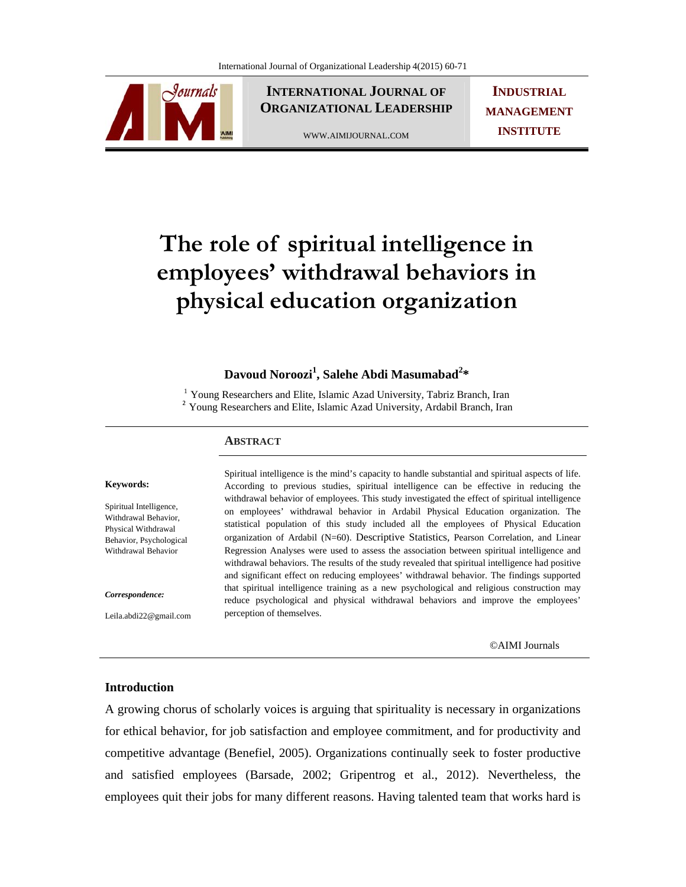# The role of spiritual intelligence in employees' withdrawal behaviors in physical education organization

**Davoud Noroozi[1], Salehe Abdi Masumabad[2]***

[1] Young Researchers and Elite, Islamic Azad University, Tabriz Branch, Iran
[2] Young Researchers and Elite, Islamic Azad University, Ardabil Branch, Iran

**Keywords:**

Spiritual Intelligence, Withdrawal Behavior, Physical Withdrawal Behavior, Psychological Withdrawal Behavior

***Correspondence:***

Leila.abdi22@gmail.com

## Abstract

Spiritual intelligence is the mind's capacity to handle substantial and spiritual aspects of life. According to previous studies, spiritual intelligence can be effective in reducing the withdrawal behavior of employees. This study investigated the effect of spiritual intelligence on employees' withdrawal behavior in Ardabil Physical Education organization. The statistical population of this study included all the employees of Physical Education organization of Ardabil (N=60). Descriptive Statistics, Pearson Correlation, and Linear Regression Analyses were used to assess the association between spiritual intelligence and withdrawal behaviors. The results of the study revealed that spiritual intelligence had positive and significant effect on reducing employees' withdrawal behavior. The findings supported that spiritual intelligence training as a new psychological and religious construction may reduce psychological and physical withdrawal behaviors and improve the employees' perception of themselves.

©AIMI Journals

## Introduction

A growing chorus of scholarly voices is arguing that spirituality is necessary in organizations for ethical behavior, for job satisfaction and employee commitment, and for productivity and competitive advantage (Benefiel, 2005). Organizations continually seek to foster productive and satisfied employees (Barsade, 2002; Gripentrog et al., 2012). Nevertheless, the employees quit their jobs for many different reasons. Having talented team that works hard is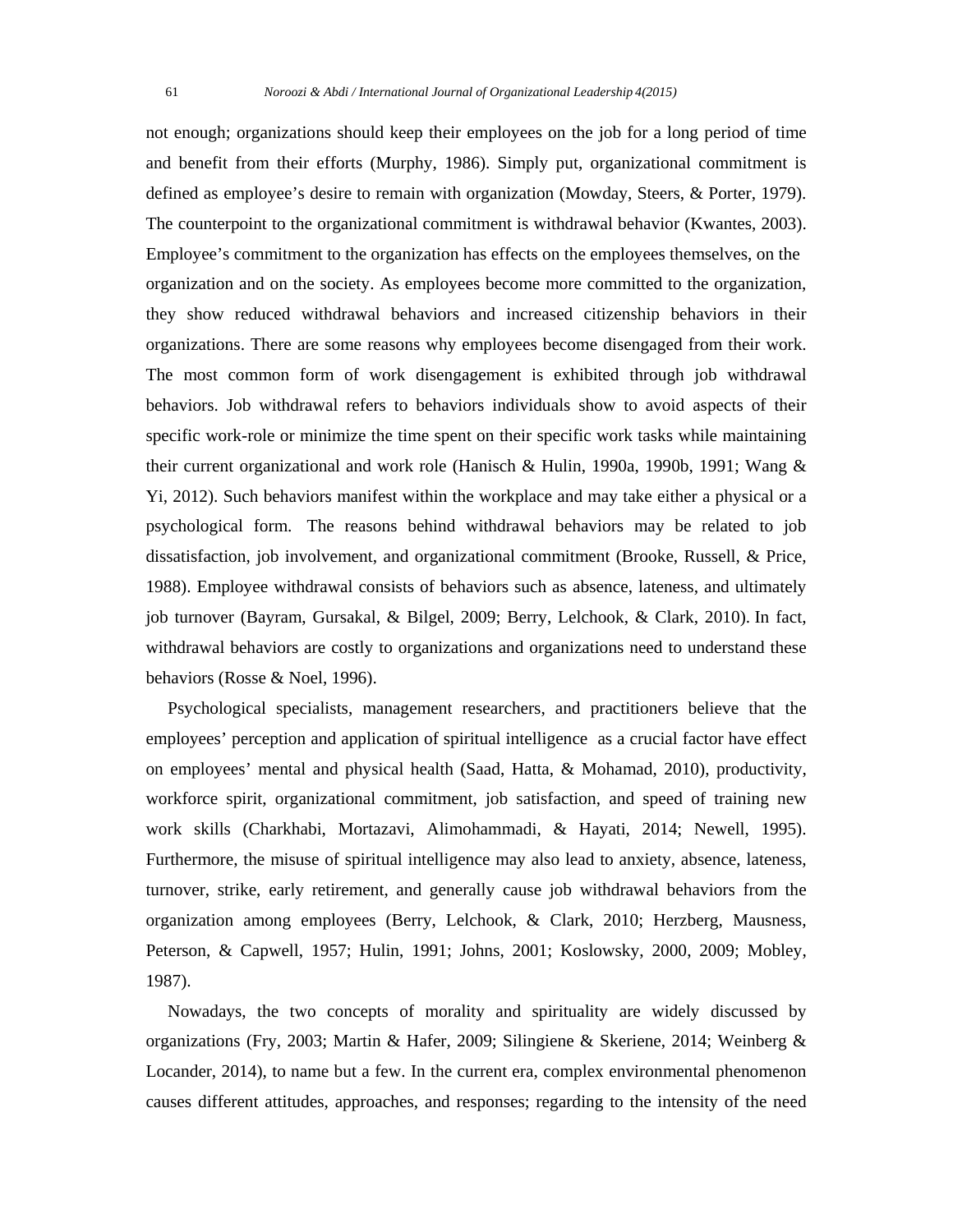not enough; organizations should keep their employees on the job for a long period of time and benefit from their efforts (Murphy, 1986). Simply put, organizational commitment is defined as employee's desire to remain with organization (Mowday, Steers, & Porter, 1979). The counterpoint to the organizational commitment is withdrawal behavior (Kwantes, 2003). Employee's commitment to the organization has effects on the employees themselves, on the organization and on the society. As employees become more committed to the organization, they show reduced withdrawal behaviors and increased citizenship behaviors in their organizations. There are some reasons why employees become disengaged from their work. The most common form of work disengagement is exhibited through job withdrawal behaviors. Job withdrawal refers to behaviors individuals show to avoid aspects of their specific work-role or minimize the time spent on their specific work tasks while maintaining their current organizational and work role (Hanisch & Hulin, 1990a, 1990b, 1991; Wang & Yi, 2012). Such behaviors manifest within the workplace and may take either a physical or a psychological form. The reasons behind withdrawal behaviors may be related to job dissatisfaction, job involvement, and organizational commitment (Brooke, Russell, & Price, 1988). Employee withdrawal consists of behaviors such as absence, lateness, and ultimately job turnover (Bayram, Gursakal, & Bilgel, 2009; Berry, Lelchook, & Clark, 2010). In fact, withdrawal behaviors are costly to organizations and organizations need to understand these behaviors (Rosse & Noel, 1996).

Psychological specialists, management researchers, and practitioners believe that the employees' perception and application of spiritual intelligence as a crucial factor have effect on employees' mental and physical health (Saad, Hatta, & Mohamad, 2010), productivity, workforce spirit, organizational commitment, job satisfaction, and speed of training new work skills (Charkhabi, Mortazavi, Alimohammadi, & Hayati, 2014; Newell, 1995). Furthermore, the misuse of spiritual intelligence may also lead to anxiety, absence, lateness, turnover, strike, early retirement, and generally cause job withdrawal behaviors from the organization among employees (Berry, Lelchook, & Clark, 2010; Herzberg, Mausness, Peterson, & Capwell, 1957; Hulin, 1991; Johns, 2001; Koslowsky, 2000, 2009; Mobley, 1987).

Nowadays, the two concepts of morality and spirituality are widely discussed by organizations (Fry, 2003; Martin & Hafer, 2009; Silingiene & Skeriene, 2014; Weinberg & Locander, 2014), to name but a few. In the current era, complex environmental phenomenon causes different attitudes, approaches, and responses; regarding to the intensity of the need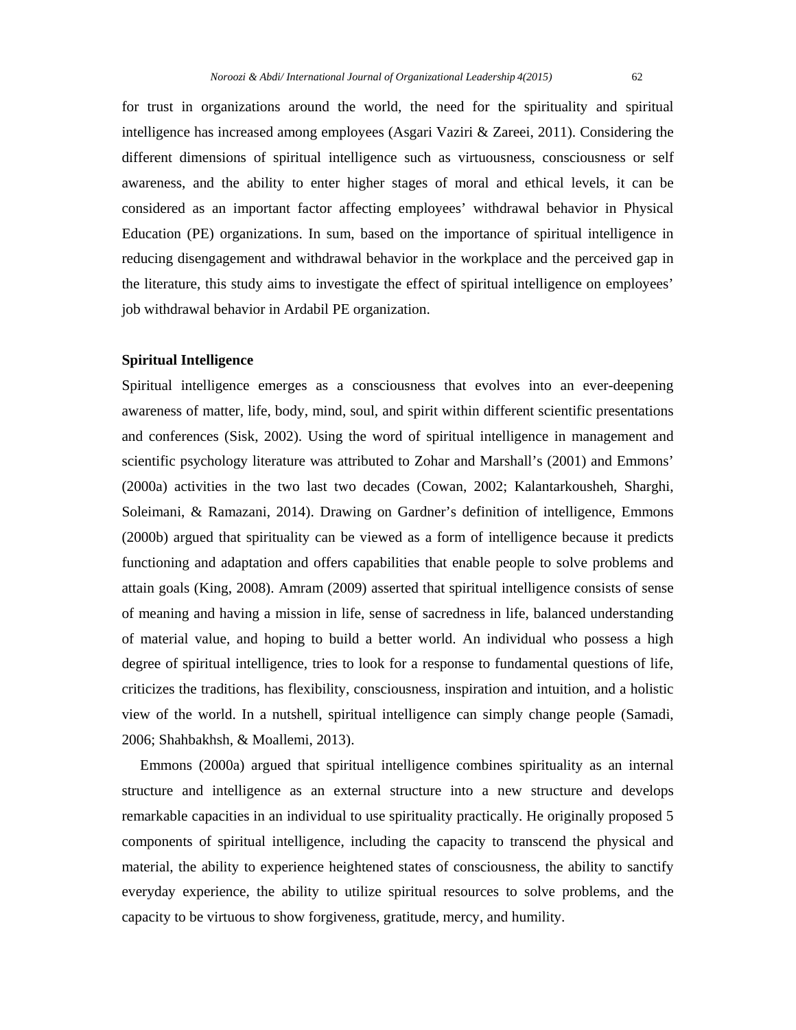for trust in organizations around the world, the need for the spirituality and spiritual intelligence has increased among employees (Asgari Vaziri & Zareei, 2011). Considering the different dimensions of spiritual intelligence such as virtuousness, consciousness or self awareness, and the ability to enter higher stages of moral and ethical levels, it can be considered as an important factor affecting employees' withdrawal behavior in Physical Education (PE) organizations. In sum, based on the importance of spiritual intelligence in reducing disengagement and withdrawal behavior in the workplace and the perceived gap in the literature, this study aims to investigate the effect of spiritual intelligence on employees' job withdrawal behavior in Ardabil PE organization.

## Spiritual Intelligence

Spiritual intelligence emerges as a consciousness that evolves into an ever-deepening awareness of matter, life, body, mind, soul, and spirit within different scientific presentations and conferences (Sisk, 2002). Using the word of spiritual intelligence in management and scientific psychology literature was attributed to Zohar and Marshall's (2001) and Emmons' (2000a) activities in the two last two decades (Cowan, 2002; Kalantarkousheh, Sharghi, Soleimani, & Ramazani, 2014). Drawing on Gardner's definition of intelligence, Emmons (2000b) argued that spirituality can be viewed as a form of intelligence because it predicts functioning and adaptation and offers capabilities that enable people to solve problems and attain goals (King, 2008). Amram (2009) asserted that spiritual intelligence consists of sense of meaning and having a mission in life, sense of sacredness in life, balanced understanding of material value, and hoping to build a better world. An individual who possess a high degree of spiritual intelligence, tries to look for a response to fundamental questions of life, criticizes the traditions, has flexibility, consciousness, inspiration and intuition, and a holistic view of the world. In a nutshell, spiritual intelligence can simply change people (Samadi, 2006; Shahbakhsh, & Moallemi, 2013).

Emmons (2000a) argued that spiritual intelligence combines spirituality as an internal structure and intelligence as an external structure into a new structure and develops remarkable capacities in an individual to use spirituality practically. He originally proposed 5 components of spiritual intelligence, including the capacity to transcend the physical and material, the ability to experience heightened states of consciousness, the ability to sanctify everyday experience, the ability to utilize spiritual resources to solve problems, and the capacity to be virtuous to show forgiveness, gratitude, mercy, and humility.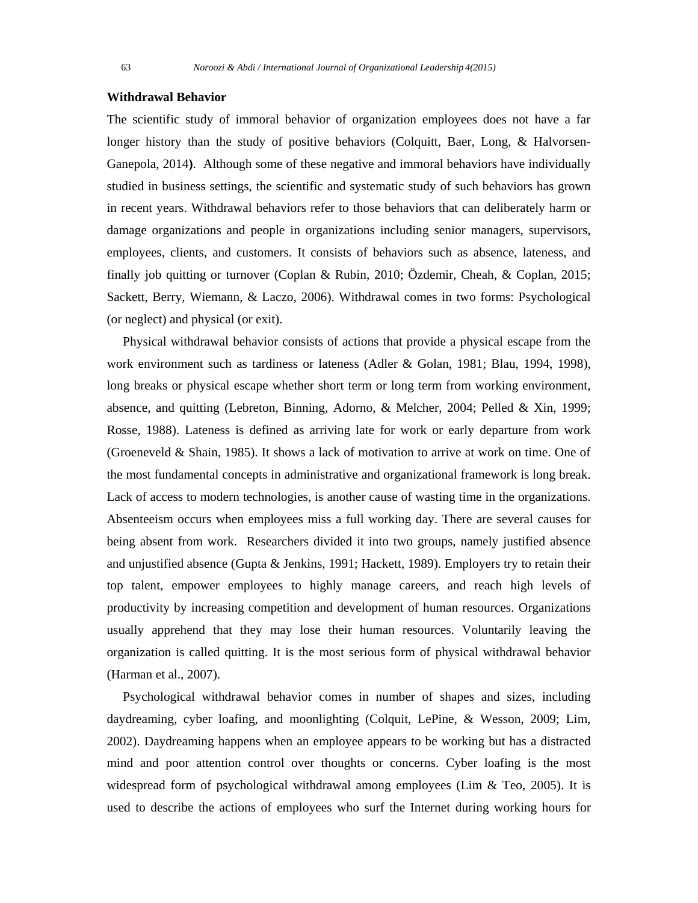## Withdrawal Behavior

The scientific study of immoral behavior of organization employees does not have a far longer history than the study of positive behaviors (Colquitt, Baer, Long, & Halvorsen-Ganepola, 2014**)**. Although some of these negative and immoral behaviors have individually studied in business settings, the scientific and systematic study of such behaviors has grown in recent years. Withdrawal behaviors refer to those behaviors that can deliberately harm or damage organizations and people in organizations including senior managers, supervisors, employees, clients, and customers. It consists of behaviors such as absence, lateness, and finally job quitting or turnover (Coplan & Rubin, 2010; Özdemir, Cheah, & Coplan, 2015; Sackett, Berry, Wiemann, & Laczo, 2006). Withdrawal comes in two forms: Psychological (or neglect) and physical (or exit).

Physical withdrawal behavior consists of actions that provide a physical escape from the work environment such as tardiness or lateness (Adler & Golan, 1981; Blau, 1994, 1998), long breaks or physical escape whether short term or long term from working environment, absence, and quitting (Lebreton, Binning, Adorno, & Melcher, 2004; Pelled & Xin, 1999; Rosse, 1988). Lateness is defined as arriving late for work or early departure from work (Groeneveld & Shain, 1985). It shows a lack of motivation to arrive at work on time. One of the most fundamental concepts in administrative and organizational framework is long break. Lack of access to modern technologies, is another cause of wasting time in the organizations. Absenteeism occurs when employees miss a full working day. There are several causes for being absent from work. Researchers divided it into two groups, namely justified absence and unjustified absence (Gupta & Jenkins, 1991; Hackett, 1989). Employers try to retain their top talent, empower employees to highly manage careers, and reach high levels of productivity by increasing competition and development of human resources. Organizations usually apprehend that they may lose their human resources. Voluntarily leaving the organization is called quitting. It is the most serious form of physical withdrawal behavior (Harman et al., 2007).

Psychological withdrawal behavior comes in number of shapes and sizes, including daydreaming, cyber loafing, and moonlighting (Colquit, LePine, & Wesson, 2009; Lim, 2002). Daydreaming happens when an employee appears to be working but has a distracted mind and poor attention control over thoughts or concerns. Cyber loafing is the most widespread form of psychological withdrawal among employees (Lim & Teo, 2005). It is used to describe the actions of employees who surf the Internet during working hours for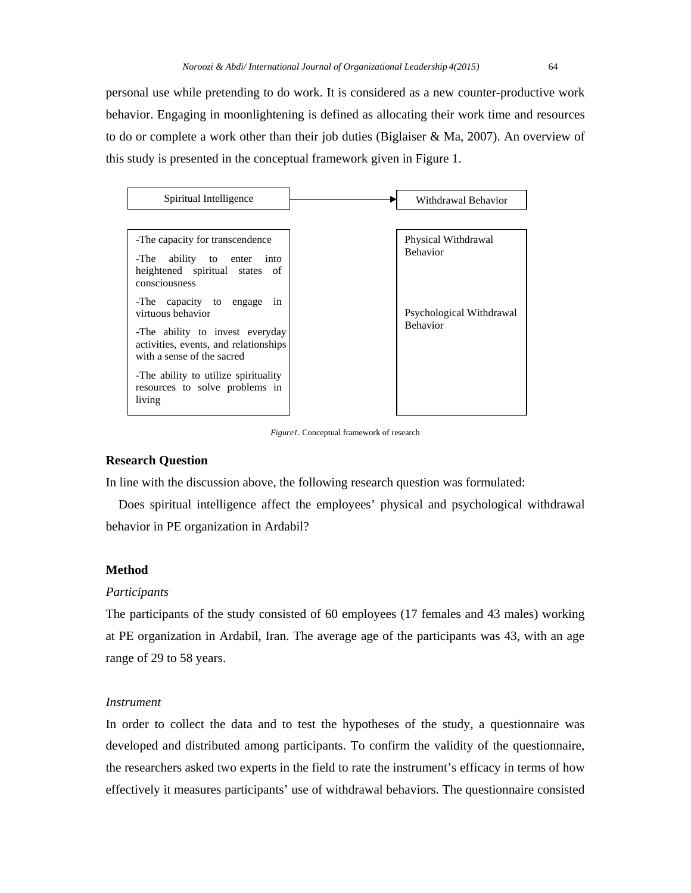personal use while pretending to do work. It is considered as a new counter-productive work behavior. Engaging in moonlightening is defined as allocating their work time and resources to do or complete a work other than their job duties (Biglaiser & Ma, 2007). An overview of this study is presented in the conceptual framework given in Figure 1.

| Spiritual Intelligence | → | Withdrawal Behavior |
|---|---|---|
| -The capacity for transcendence<br>-The ability to enter into heightened spiritual states of consciousness<br>-The capacity to engage in virtuous behavior<br>-The ability to invest everyday activities, events, and relationships with a sense of the sacred<br>-The ability to utilize spirituality resources to solve problems in living | | Physical Withdrawal Behavior<br>Psychological Withdrawal Behavior |

*Figure1*. Conceptual framework of research

### Research Question

In line with the discussion above, the following research question was formulated:

Does spiritual intelligence affect the employees' physical and psychological withdrawal behavior in PE organization in Ardabil?

### Method

#### *Participants*

The participants of the study consisted of 60 employees (17 females and 43 males) working at PE organization in Ardabil, Iran. The average age of the participants was 43, with an age range of 29 to 58 years.

#### *Instrument*

In order to collect the data and to test the hypotheses of the study, a questionnaire was developed and distributed among participants. To confirm the validity of the questionnaire, the researchers asked two experts in the field to rate the instrument's efficacy in terms of how effectively it measures participants' use of withdrawal behaviors. The questionnaire consisted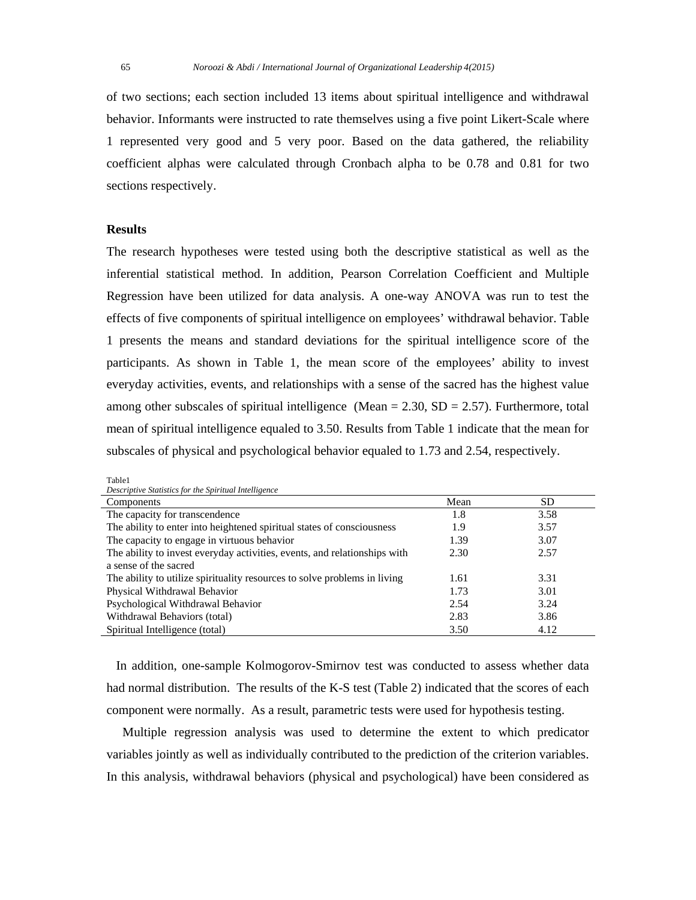of two sections; each section included 13 items about spiritual intelligence and withdrawal behavior. Informants were instructed to rate themselves using a five point Likert-Scale where 1 represented very good and 5 very poor. Based on the data gathered, the reliability coefficient alphas were calculated through Cronbach alpha to be 0.78 and 0.81 for two sections respectively.

### Results

The research hypotheses were tested using both the descriptive statistical as well as the inferential statistical method. In addition, Pearson Correlation Coefficient and Multiple Regression have been utilized for data analysis. A one-way ANOVA was run to test the effects of five components of spiritual intelligence on employees' withdrawal behavior. Table 1 presents the means and standard deviations for the spiritual intelligence score of the participants. As shown in Table 1, the mean score of the employees' ability to invest everyday activities, events, and relationships with a sense of the sacred has the highest value among other subscales of spiritual intelligence (Mean = 2.30, SD = 2.57). Furthermore, total mean of spiritual intelligence equaled to 3.50. Results from Table 1 indicate that the mean for subscales of physical and psychological behavior equaled to 1.73 and 2.54, respectively.

Table1
*Descriptive Statistics for the Spiritual Intelligence*

| Components | Mean | SD |
|---|---|---|
| The capacity for transcendence | 1.8 | 3.58 |
| The ability to enter into heightened spiritual states of consciousness | 1.9 | 3.57 |
| The capacity to engage in virtuous behavior | 1.39 | 3.07 |
| The ability to invest everyday activities, events, and relationships with a sense of the sacred | 2.30 | 2.57 |
| The ability to utilize spirituality resources to solve problems in living | 1.61 | 3.31 |
| Physical Withdrawal Behavior | 1.73 | 3.01 |
| Psychological Withdrawal Behavior | 2.54 | 3.24 |
| Withdrawal Behaviors (total) | 2.83 | 3.86 |
| Spiritual Intelligence (total) | 3.50 | 4.12 |

In addition, one-sample Kolmogorov-Smirnov test was conducted to assess whether data had normal distribution. The results of the K-S test (Table 2) indicated that the scores of each component were normally. As a result, parametric tests were used for hypothesis testing.

Multiple regression analysis was used to determine the extent to which predicator variables jointly as well as individually contributed to the prediction of the criterion variables. In this analysis, withdrawal behaviors (physical and psychological) have been considered as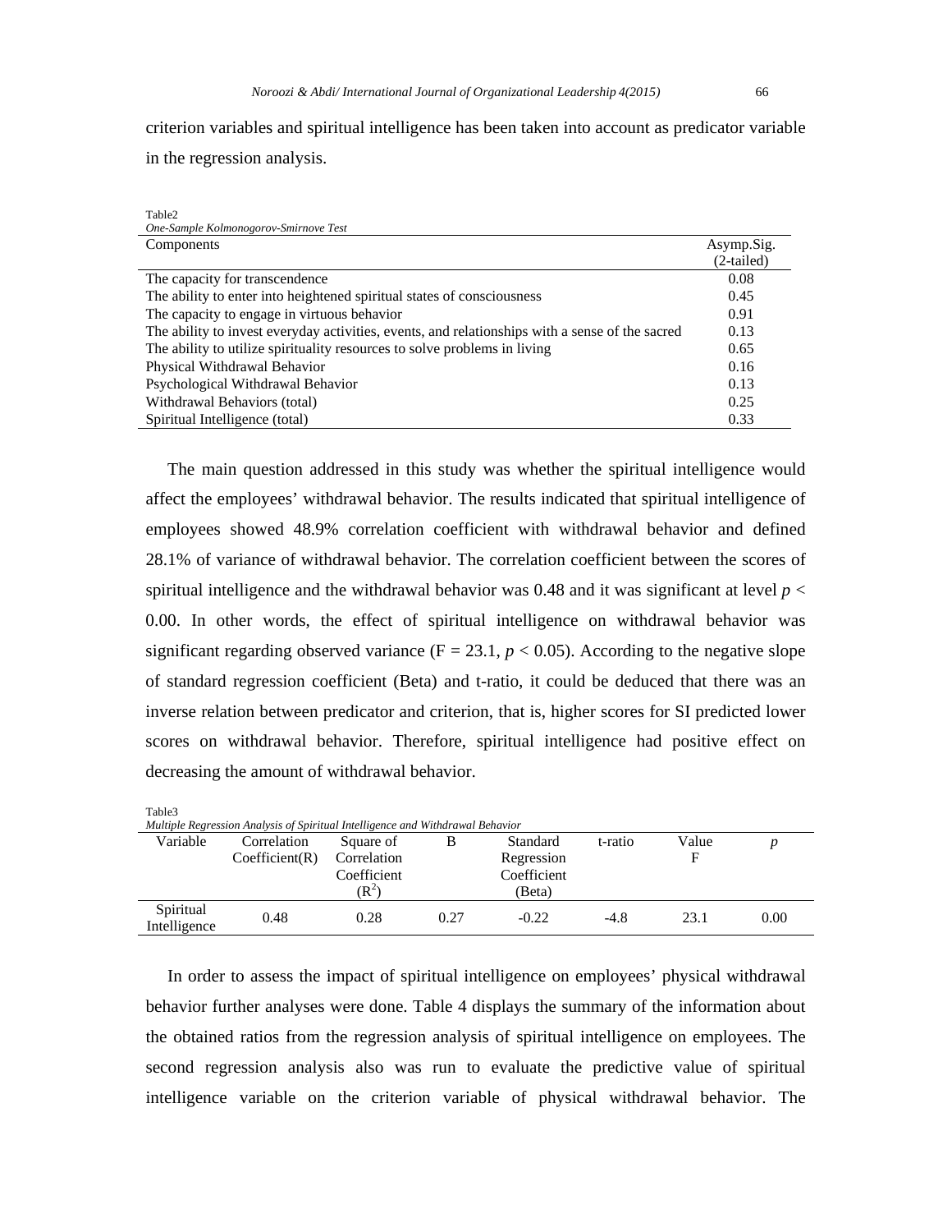criterion variables and spiritual intelligence has been taken into account as predicator variable in the regression analysis.

Table2
*One-Sample Kolmonogorov-Smirnove Test*

| Components | Asymp.Sig. (2-tailed) |
|---|---|
| The capacity for transcendence | 0.08 |
| The ability to enter into heightened spiritual states of consciousness | 0.45 |
| The capacity to engage in virtuous behavior | 0.91 |
| The ability to invest everyday activities, events, and relationships with a sense of the sacred | 0.13 |
| The ability to utilize spirituality resources to solve problems in living | 0.65 |
| Physical Withdrawal Behavior | 0.16 |
| Psychological Withdrawal Behavior | 0.13 |
| Withdrawal Behaviors (total) | 0.25 |
| Spiritual Intelligence (total) | 0.33 |

The main question addressed in this study was whether the spiritual intelligence would affect the employees' withdrawal behavior. The results indicated that spiritual intelligence of employees showed 48.9% correlation coefficient with withdrawal behavior and defined 28.1% of variance of withdrawal behavior. The correlation coefficient between the scores of spiritual intelligence and the withdrawal behavior was 0.48 and it was significant at level $p < 0.00$. In other words, the effect of spiritual intelligence on withdrawal behavior was significant regarding observed variance ($F = 23.1$, $p < 0.05$). According to the negative slope of standard regression coefficient (Beta) and t-ratio, it could be deduced that there was an inverse relation between predicator and criterion, that is, higher scores for SI predicted lower scores on withdrawal behavior. Therefore, spiritual intelligence had positive effect on decreasing the amount of withdrawal behavior.

Table3
*Multiple Regression Analysis of Spiritual Intelligence and Withdrawal Behavior*

| Variable | Correlation Coefficient(R) | Square of Correlation Coefficient ($R^2$) | B | Standard Regression Coefficient (Beta) | t-ratio | Value F | *p* |
|---|---|---|---|---|---|---|---|
| Spiritual Intelligence | 0.48 | 0.28 | 0.27 | -0.22 | -4.8 | 23.1 | 0.00 |

In order to assess the impact of spiritual intelligence on employees' physical withdrawal behavior further analyses were done. Table 4 displays the summary of the information about the obtained ratios from the regression analysis of spiritual intelligence on employees. The second regression analysis also was run to evaluate the predictive value of spiritual intelligence variable on the criterion variable of physical withdrawal behavior. The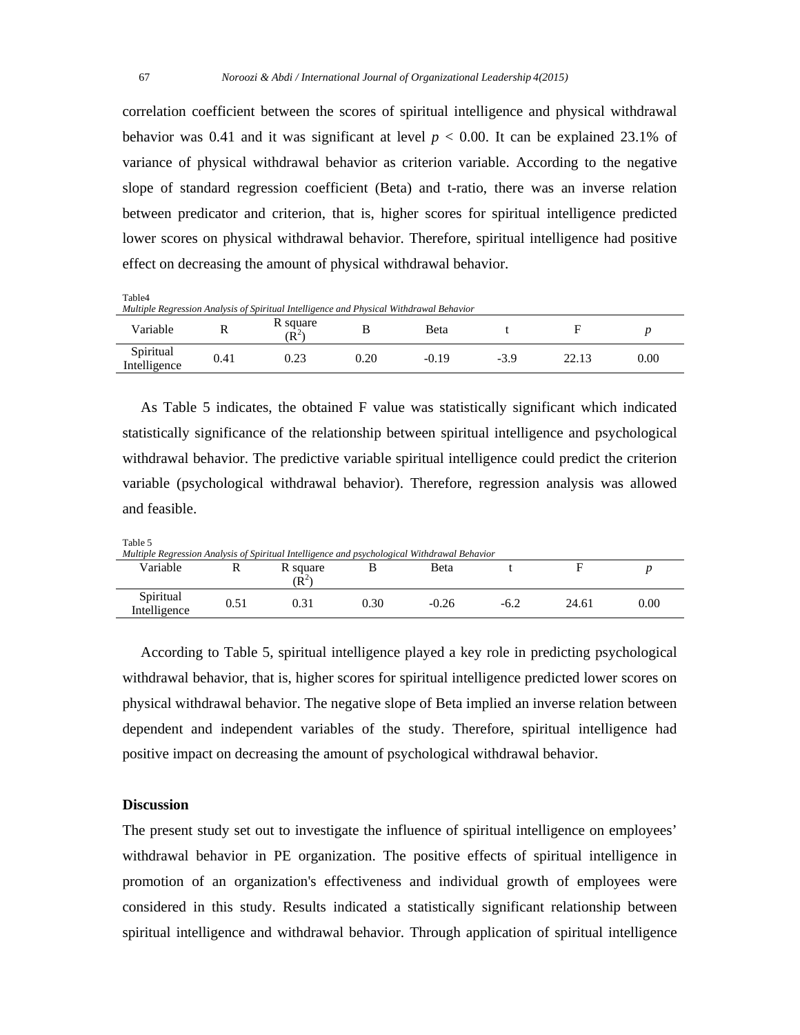correlation coefficient between the scores of spiritual intelligence and physical withdrawal behavior was 0.41 and it was significant at level $p < 0.00$. It can be explained 23.1% of variance of physical withdrawal behavior as criterion variable. According to the negative slope of standard regression coefficient (Beta) and t-ratio, there was an inverse relation between predicator and criterion, that is, higher scores for spiritual intelligence predicted lower scores on physical withdrawal behavior. Therefore, spiritual intelligence had positive effect on decreasing the amount of physical withdrawal behavior.

Table4

*Multiple Regression Analysis of Spiritual Intelligence and Physical Withdrawal Behavior*

| Variable | R | R square ($R^2$) | B | Beta | t | F | *p* |
|---|---|---|---|---|---|---|---|
| Spiritual Intelligence | 0.41 | 0.23 | 0.20 | -0.19 | -3.9 | 22.13 | 0.00 |

As Table 5 indicates, the obtained F value was statistically significant which indicated statistically significance of the relationship between spiritual intelligence and psychological withdrawal behavior. The predictive variable spiritual intelligence could predict the criterion variable (psychological withdrawal behavior). Therefore, regression analysis was allowed and feasible.

Table 5

*Multiple Regression Analysis of Spiritual Intelligence and psychological Withdrawal Behavior*

| Variable | R | R square ($R^2$) | B | Beta | t | F | *p* |
|---|---|---|---|---|---|---|---|
| Spiritual Intelligence | 0.51 | 0.31 | 0.30 | -0.26 | -6.2 | 24.61 | 0.00 |

According to Table 5, spiritual intelligence played a key role in predicting psychological withdrawal behavior, that is, higher scores for spiritual intelligence predicted lower scores on physical withdrawal behavior. The negative slope of Beta implied an inverse relation between dependent and independent variables of the study. Therefore, spiritual intelligence had positive impact on decreasing the amount of psychological withdrawal behavior.

**Discussion**

The present study set out to investigate the influence of spiritual intelligence on employees' withdrawal behavior in PE organization. The positive effects of spiritual intelligence in promotion of an organization's effectiveness and individual growth of employees were considered in this study. Results indicated a statistically significant relationship between spiritual intelligence and withdrawal behavior. Through application of spiritual intelligence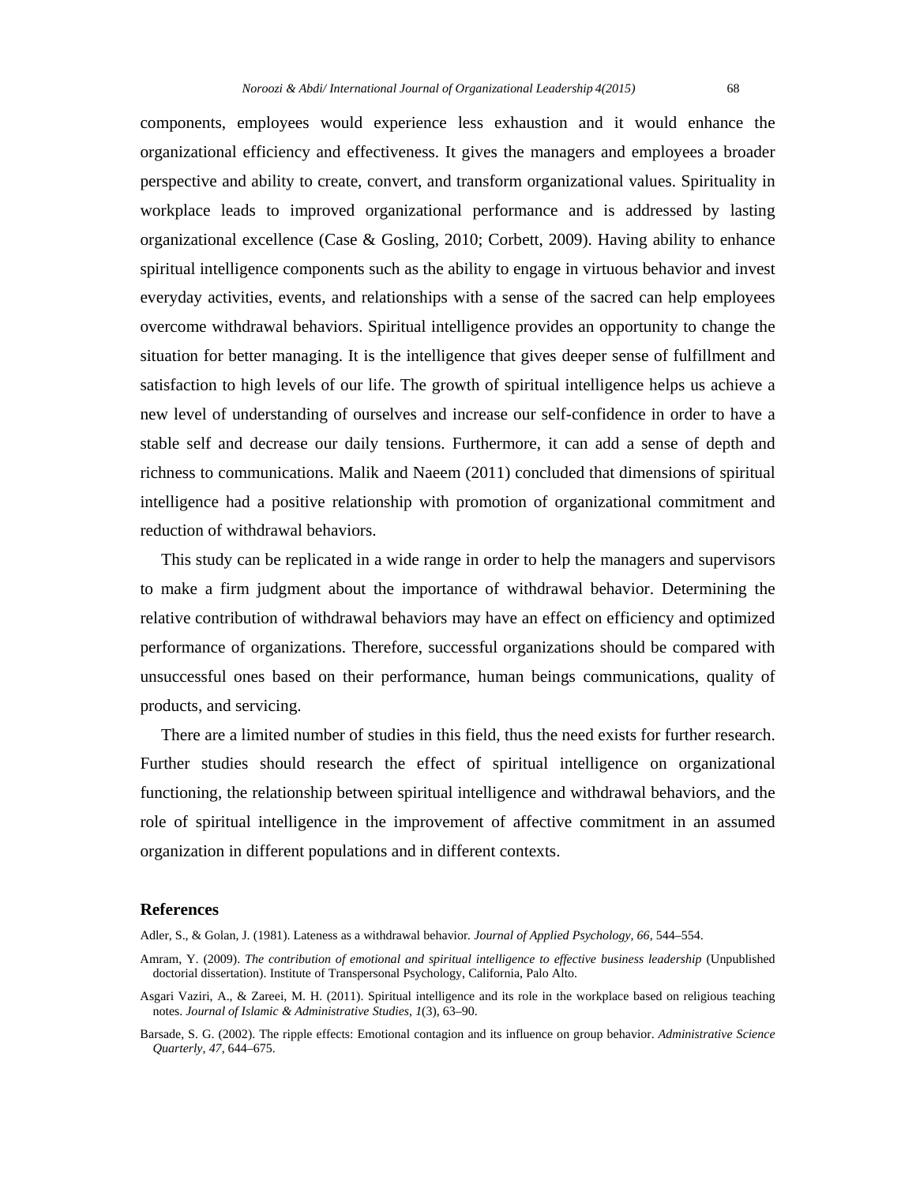components, employees would experience less exhaustion and it would enhance the organizational efficiency and effectiveness. It gives the managers and employees a broader perspective and ability to create, convert, and transform organizational values. Spirituality in workplace leads to improved organizational performance and is addressed by lasting organizational excellence (Case & Gosling, 2010; Corbett, 2009). Having ability to enhance spiritual intelligence components such as the ability to engage in virtuous behavior and invest everyday activities, events, and relationships with a sense of the sacred can help employees overcome withdrawal behaviors. Spiritual intelligence provides an opportunity to change the situation for better managing. It is the intelligence that gives deeper sense of fulfillment and satisfaction to high levels of our life. The growth of spiritual intelligence helps us achieve a new level of understanding of ourselves and increase our self-confidence in order to have a stable self and decrease our daily tensions. Furthermore, it can add a sense of depth and richness to communications. Malik and Naeem (2011) concluded that dimensions of spiritual intelligence had a positive relationship with promotion of organizational commitment and reduction of withdrawal behaviors.

This study can be replicated in a wide range in order to help the managers and supervisors to make a firm judgment about the importance of withdrawal behavior. Determining the relative contribution of withdrawal behaviors may have an effect on efficiency and optimized performance of organizations. Therefore, successful organizations should be compared with unsuccessful ones based on their performance, human beings communications, quality of products, and servicing.

There are a limited number of studies in this field, thus the need exists for further research. Further studies should research the effect of spiritual intelligence on organizational functioning, the relationship between spiritual intelligence and withdrawal behaviors, and the role of spiritual intelligence in the improvement of affective commitment in an assumed organization in different populations and in different contexts.

## References

Adler, S., & Golan, J. (1981). Lateness as a withdrawal behavior. *Journal of Applied Psychology, 66*, 544–554.

Amram, Y. (2009). *The contribution of emotional and spiritual intelligence to effective business leadership* (Unpublished doctorial dissertation). Institute of Transpersonal Psychology, California, Palo Alto.

Asgari Vaziri, A., & Zareei, M. H. (2011). Spiritual intelligence and its role in the workplace based on religious teaching notes. *Journal of Islamic & Administrative Studies, 1*(3), 63–90.

Barsade, S. G. (2002). The ripple effects: Emotional contagion and its influence on group behavior. *Administrative Science Quarterly, 47*, 644–675.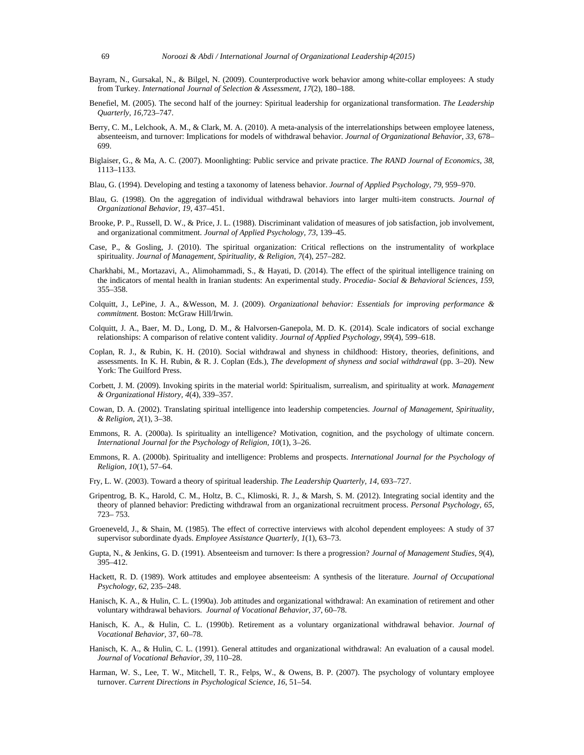Bayram, N., Gursakal, N., & Bilgel, N. (2009). Counterproductive work behavior among white-collar employees: A study from Turkey. *International Journal of Selection & Assessment, 17*(2), 180–188.

Benefiel, M. (2005). The second half of the journey: Spiritual leadership for organizational transformation. *The Leadership Quarterly, 16*,723–747.

Berry, C. M., Lelchook, A. M., & Clark, M. A. (2010). A meta-analysis of the interrelationships between employee lateness, absenteeism, and turnover: Implications for models of withdrawal behavior. *Journal of Organizational Behavior, 33*, 678–699.

Biglaiser, G., & Ma, A. C. (2007). Moonlighting: Public service and private practice. *The RAND Journal of Economics, 38*, 1113–1133.

Blau, G. (1994). Developing and testing a taxonomy of lateness behavior. *Journal of Applied Psychology, 79*, 959–970.

Blau, G. (1998). On the aggregation of individual withdrawal behaviors into larger multi-item constructs. *Journal of Organizational Behavior, 19*, 437–451.

Brooke, P. P., Russell, D. W., & Price, J. L. (1988). Discriminant validation of measures of job satisfaction, job involvement, and organizational commitment. *Journal of Applied Psychology, 73*, 139–45.

Case, P., & Gosling, J. (2010). The spiritual organization: Critical reflections on the instrumentality of workplace spirituality. *Journal of Management, Spirituality, & Religion, 7*(4), 257–282.

Charkhabi, M., Mortazavi, A., Alimohammadi, S., & Hayati, D. (2014). The effect of the spiritual intelligence training on the indicators of mental health in Iranian students: An experimental study. *Procedia- Social & Behavioral Sciences, 159*, 355–358.

Colquitt, J., LePine, J. A., &Wesson, M. J. (2009). *Organizational behavior: Essentials for improving performance & commitment.* Boston: McGraw Hill/Irwin.

Colquitt, J. A., Baer, M. D., Long, D. M., & Halvorsen-Ganepola, M. D. K. (2014). Scale indicators of social exchange relationships: A comparison of relative content validity. *Journal of Applied Psychology, 99*(4), 599–618.

Coplan, R. J., & Rubin, K. H. (2010). Social withdrawal and shyness in childhood: History, theories, definitions, and assessments. In K. H. Rubin, & R. J. Coplan (Eds.), *The development of shyness and social withdrawal* (pp. 3–20). New York: The Guilford Press.

Corbett, J. M. (2009). Invoking spirits in the material world: Spiritualism, surrealism, and spirituality at work. *Management & Organizational History, 4*(4), 339–357.

Cowan, D. A. (2002). Translating spiritual intelligence into leadership competencies. *Journal of Management, Spirituality, & Religion, 2*(1), 3–38.

Emmons, R. A. (2000a). Is spirituality an intelligence? Motivation, cognition, and the psychology of ultimate concern. *International Journal for the Psychology of Religion, 10*(1), 3–26.

Emmons, R. A. (2000b). Spirituality and intelligence: Problems and prospects. *International Journal for the Psychology of Religion, 10*(1), 57–64.

Fry, L. W. (2003). Toward a theory of spiritual leadership. *The Leadership Quarterly, 14*, 693–727.

Gripentrog, B. K., Harold, C. M., Holtz, B. C., Klimoski, R. J., & Marsh, S. M. (2012). Integrating social identity and the theory of planned behavior: Predicting withdrawal from an organizational recruitment process. *Personal Psychology, 65*, 723– 753.

Groeneveld, J., & Shain, M. (1985). The effect of corrective interviews with alcohol dependent employees: A study of 37 supervisor subordinate dyads. *Employee Assistance Quarterly, 1*(1), 63–73.

Gupta, N., & Jenkins, G. D. (1991). Absenteeism and turnover: Is there a progression? *Journal of Management Studies, 9*(4), 395–412.

Hackett, R. D. (1989). Work attitudes and employee absenteeism: A synthesis of the literature. *Journal of Occupational Psychology, 62*, 235–248.

Hanisch, K. A., & Hulin, C. L. (1990a). Job attitudes and organizational withdrawal: An examination of retirement and other voluntary withdrawal behaviors. *Journal of Vocational Behavior, 37*, 60–78.

Hanisch, K. A., & Hulin, C. L. (1990b). Retirement as a voluntary organizational withdrawal behavior. *Journal of Vocational Behavior,* 37, 60–78.

Hanisch, K. A., & Hulin, C. L. (1991). General attitudes and organizational withdrawal: An evaluation of a causal model. *Journal of Vocational Behavior, 39*, 110–28.

Harman, W. S., Lee, T. W., Mitchell, T. R., Felps, W., & Owens, B. P. (2007). The psychology of voluntary employee turnover. *Current Directions in Psychological Science, 16*, 51–54.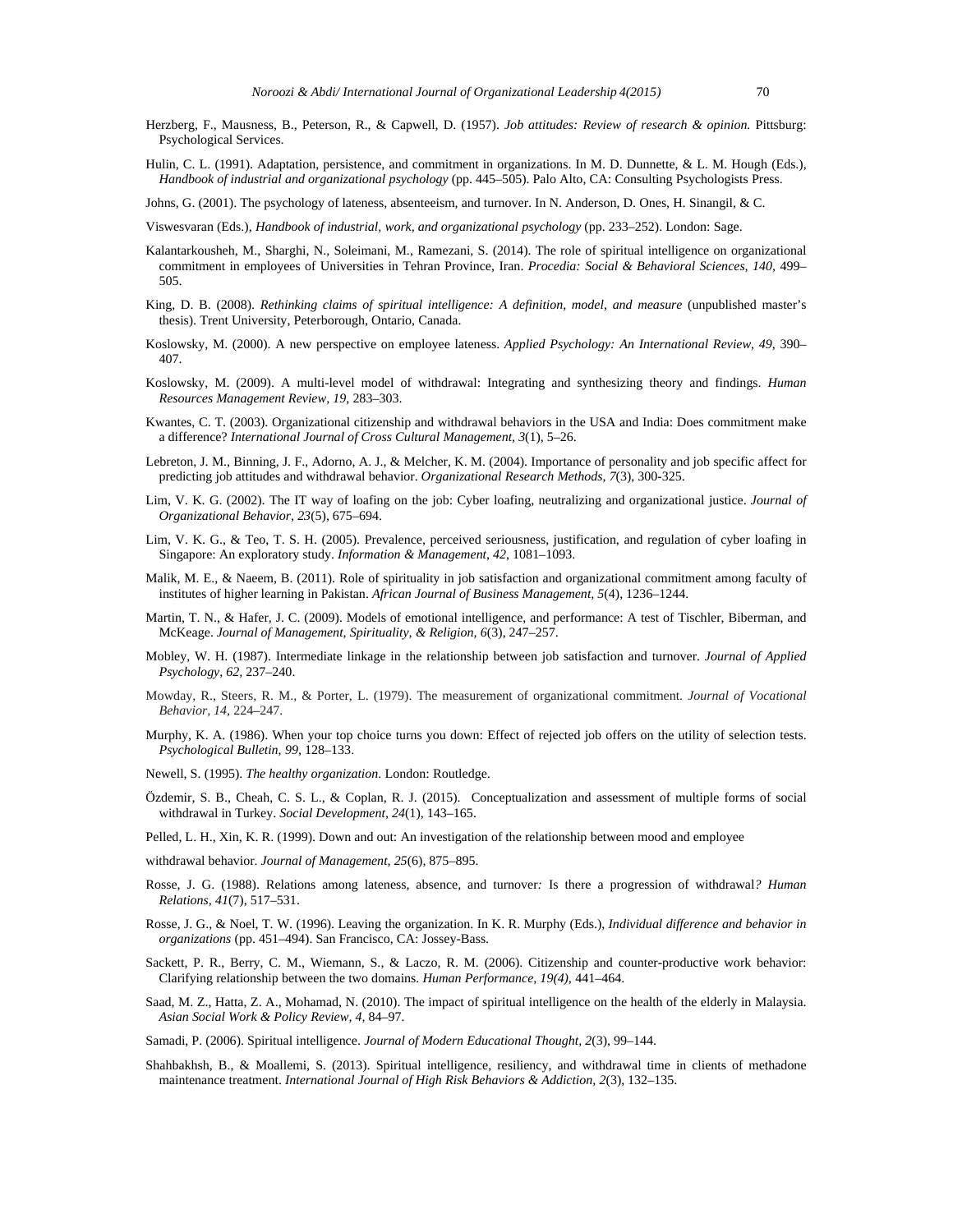Herzberg, F., Mausness, B., Peterson, R., & Capwell, D. (1957). *Job attitudes: Review of research & opinion.* Pittsburg: Psychological Services.

Hulin, C. L. (1991). Adaptation, persistence, and commitment in organizations. In M. D. Dunnette, & L. M. Hough (Eds.), *Handbook of industrial and organizational psychology* (pp. 445–505). Palo Alto, CA: Consulting Psychologists Press.

Johns, G. (2001). The psychology of lateness, absenteeism, and turnover. In N. Anderson, D. Ones, H. Sinangil, & C.

Viswesvaran (Eds.), *Handbook of industrial, work, and organizational psychology* (pp. 233–252). London: Sage.

Kalantarkousheh, M., Sharghi, N., Soleimani, M., Ramezani, S. (2014). The role of spiritual intelligence on organizational commitment in employees of Universities in Tehran Province, Iran. *Procedia: Social & Behavioral Sciences, 140*, 499–505.

King, D. B. (2008). *Rethinking claims of spiritual intelligence: A definition, model, and measure* (unpublished master's thesis). Trent University, Peterborough, Ontario, Canada.

Koslowsky, M. (2000). A new perspective on employee lateness. *Applied Psychology: An International Review, 49*, 390–407.

Koslowsky, M. (2009). A multi-level model of withdrawal: Integrating and synthesizing theory and findings. *Human Resources Management Review, 19*, 283–303.

Kwantes, C. T. (2003). Organizational citizenship and withdrawal behaviors in the USA and India: Does commitment make a difference? *International Journal of Cross Cultural Management, 3*(1), 5–26.

Lebreton, J. M., Binning, J. F., Adorno, A. J., & Melcher, K. M. (2004). Importance of personality and job specific affect for predicting job attitudes and withdrawal behavior. *Organizational Research Methods, 7*(3), 300-325.

Lim, V. K. G. (2002). The IT way of loafing on the job: Cyber loafing, neutralizing and organizational justice. *Journal of Organizational Behavior, 23*(5), 675–694.

Lim, V. K. G., & Teo, T. S. H. (2005). Prevalence, perceived seriousness, justification, and regulation of cyber loafing in Singapore: An exploratory study. *Information & Management, 42*, 1081–1093.

Malik, M. E., & Naeem, B. (2011). Role of spirituality in job satisfaction and organizational commitment among faculty of institutes of higher learning in Pakistan. *African Journal of Business Management, 5*(4), 1236–1244.

Martin, T. N., & Hafer, J. C. (2009). Models of emotional intelligence, and performance: A test of Tischler, Biberman, and McKeage. *Journal of Management, Spirituality, & Religion, 6*(3), 247–257.

Mobley, W. H. (1987). Intermediate linkage in the relationship between job satisfaction and turnover. *Journal of Applied Psychology, 62*, 237–240.

Mowday, R., Steers, R. M., & Porter, L. (1979). The measurement of organizational commitment. *Journal of Vocational Behavior, 14*, 224–247.

Murphy, K. A. (1986). When your top choice turns you down: Effect of rejected job offers on the utility of selection tests. *Psychological Bulletin, 99*, 128–133.

Newell, S. (1995). *The healthy organization*. London: Routledge.

Özdemir, S. B., Cheah, C. S. L., & Coplan, R. J. (2015). Conceptualization and assessment of multiple forms of social withdrawal in Turkey. *Social Development, 24*(1), 143–165.

Pelled, L. H., Xin, K. R. (1999). Down and out: An investigation of the relationship between mood and employee

withdrawal behavior. *Journal of Management, 25*(6), 875–895.

Rosse, J. G. (1988). Relations among lateness, absence, and turnover*:* Is there a progression of withdrawal*? Human Relations, 41*(7), 517–531.

Rosse, J. G., & Noel, T. W. (1996). Leaving the organization. In K. R. Murphy (Eds.), *Individual difference and behavior in organizations* (pp. 451–494). San Francisco, CA: Jossey-Bass.

Sackett, P. R., Berry, C. M., Wiemann, S., & Laczo, R. M. (2006). Citizenship and counter-productive work behavior: Clarifying relationship between the two domains. *Human Performance, 19(4),* 441–464.

Saad, M. Z., Hatta, Z. A., Mohamad, N. (2010). The impact of spiritual intelligence on the health of the elderly in Malaysia. *Asian Social Work & Policy Review, 4*, 84–97.

Samadi, P. (2006). Spiritual intelligence. *Journal of Modern Educational Thought, 2*(3), 99–144.

Shahbakhsh, B., & Moallemi, S. (2013). Spiritual intelligence, resiliency, and withdrawal time in clients of methadone maintenance treatment. *International Journal of High Risk Behaviors & Addiction, 2*(3), 132–135.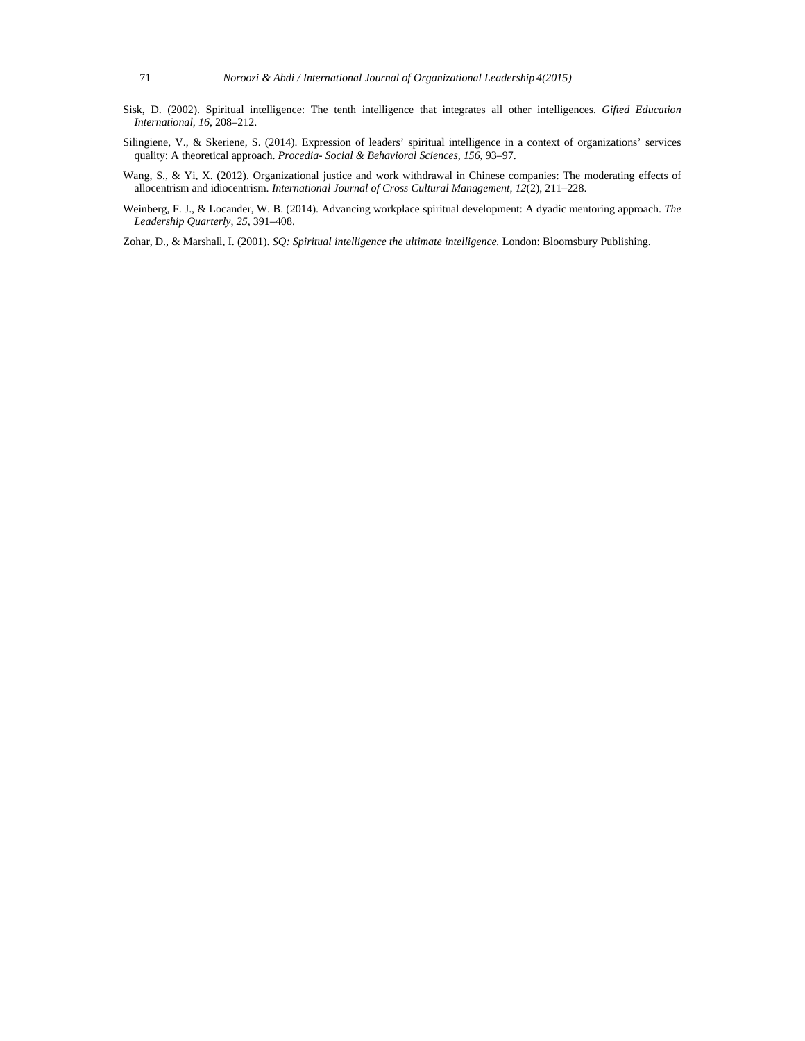Sisk, D. (2002). Spiritual intelligence: The tenth intelligence that integrates all other intelligences. *Gifted Education International, 16,* 208–212.

Silingiene, V., & Skeriene, S. (2014). Expression of leaders' spiritual intelligence in a context of organizations' services quality: A theoretical approach. *Procedia- Social & Behavioral Sciences, 156,* 93–97.

Wang, S., & Yi, X. (2012). Organizational justice and work withdrawal in Chinese companies: The moderating effects of allocentrism and idiocentrism. *International Journal of Cross Cultural Management, 12*(2), 211–228.

Weinberg, F. J., & Locander, W. B. (2014). Advancing workplace spiritual development: A dyadic mentoring approach. *The Leadership Quarterly, 25,* 391–408.

Zohar, D., & Marshall, I. (2001). *SQ: Spiritual intelligence the ultimate intelligence.* London: Bloomsbury Publishing.